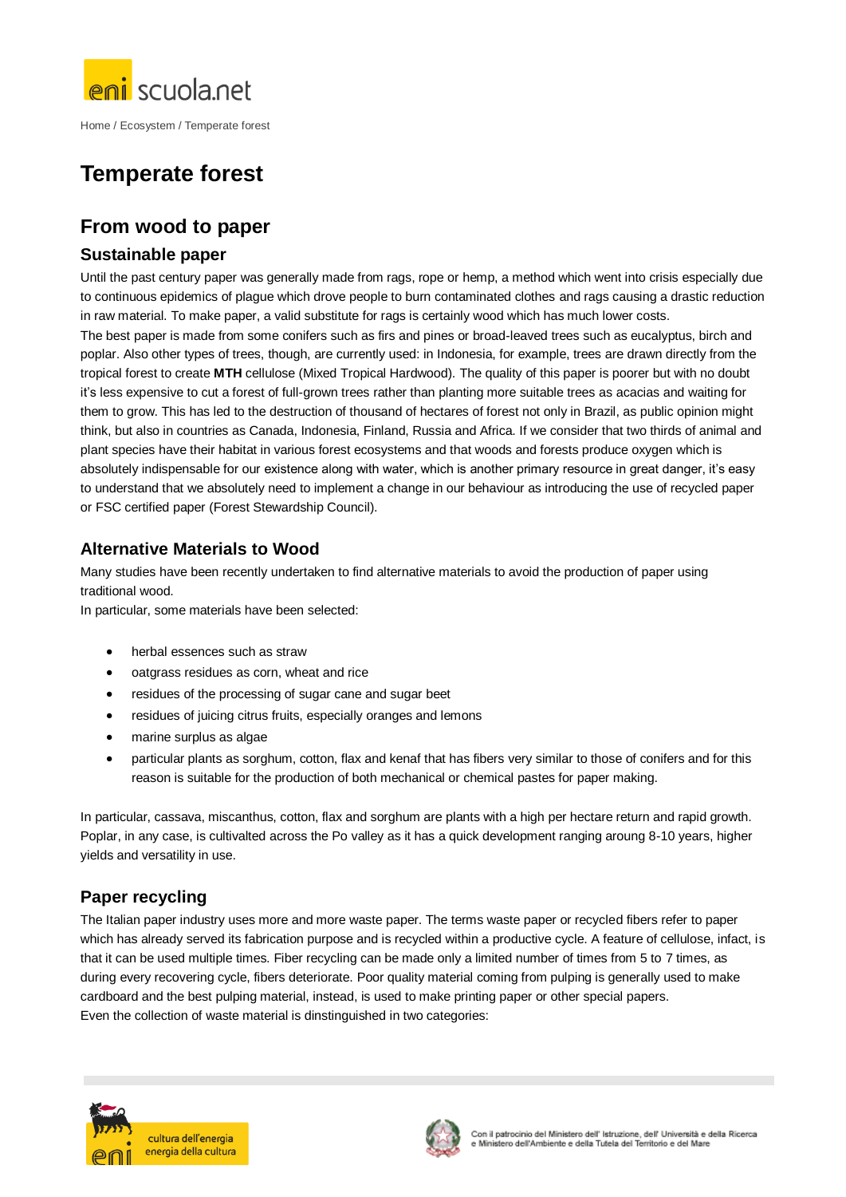Home / Ecosystem / Temperate forest

# Temperate forest

## From wood to paper

### Sustainable paper

Until the past century paper was generally made from rags, rope or hemp, a method which went into crisis especially due to continuous epidemics of plague which drove people to burn contaminated clothes and rags causing a drastic reduction in raw material. To make paper, a valid substitute for rags is certainly wood which has much lower costs.
The best paper is made from some conifers such as firs and pines or broad-leaved trees such as eucalyptus, birch and poplar. Also other types of trees, though, are currently used: in Indonesia, for example, trees are drawn directly from the tropical forest to create **MTH** cellulose (Mixed Tropical Hardwood). The quality of this paper is poorer but with no doubt it's less expensive to cut a forest of full-grown trees rather than planting more suitable trees as acacias and waiting for them to grow. This has led to the destruction of thousand of hectares of forest not only in Brazil, as public opinion might think, but also in countries as Canada, Indonesia, Finland, Russia and Africa. If we consider that two thirds of animal and plant species have their habitat in various forest ecosystems and that woods and forests produce oxygen which is absolutely indispensable for our existence along with water, which is another primary resource in great danger, it's easy to understand that we absolutely need to implement a change in our behaviour as introducing the use of recycled paper or FSC certified paper (Forest Stewardship Council).

### Alternative Materials to Wood

Many studies have been recently undertaken to find alternative materials to avoid the production of paper using traditional wood.
In particular, some materials have been selected:

- herbal essences such as straw
- oatgrass residues as corn, wheat and rice
- residues of the processing of sugar cane and sugar beet
- residues of juicing citrus fruits, especially oranges and lemons
- marine surplus as algae
- particular plants as sorghum, cotton, flax and kenaf that has fibers very similar to those of conifers and for this reason is suitable for the production of both mechanical or chemical pastes for paper making.

In particular, cassava, miscanthus, cotton, flax and sorghum are plants with a high per hectare return and rapid growth. Poplar, in any case, is cultivalted across the Po valley as it has a quick development ranging aroung 8-10 years, higher yields and versatility in use.

### Paper recycling

The Italian paper industry uses more and more waste paper. The terms waste paper or recycled fibers refer to paper which has already served its fabrication purpose and is recycled within a productive cycle. A feature of cellulose, infact, is that it can be used multiple times. Fiber recycling can be made only a limited number of times from 5 to 7 times, as during every recovering cycle, fibers deteriorate. Poor quality material coming from pulping is generally used to make cardboard and the best pulping material, instead, is used to make printing paper or other special papers.
Even the collection of waste material is dinstinguished in two categories: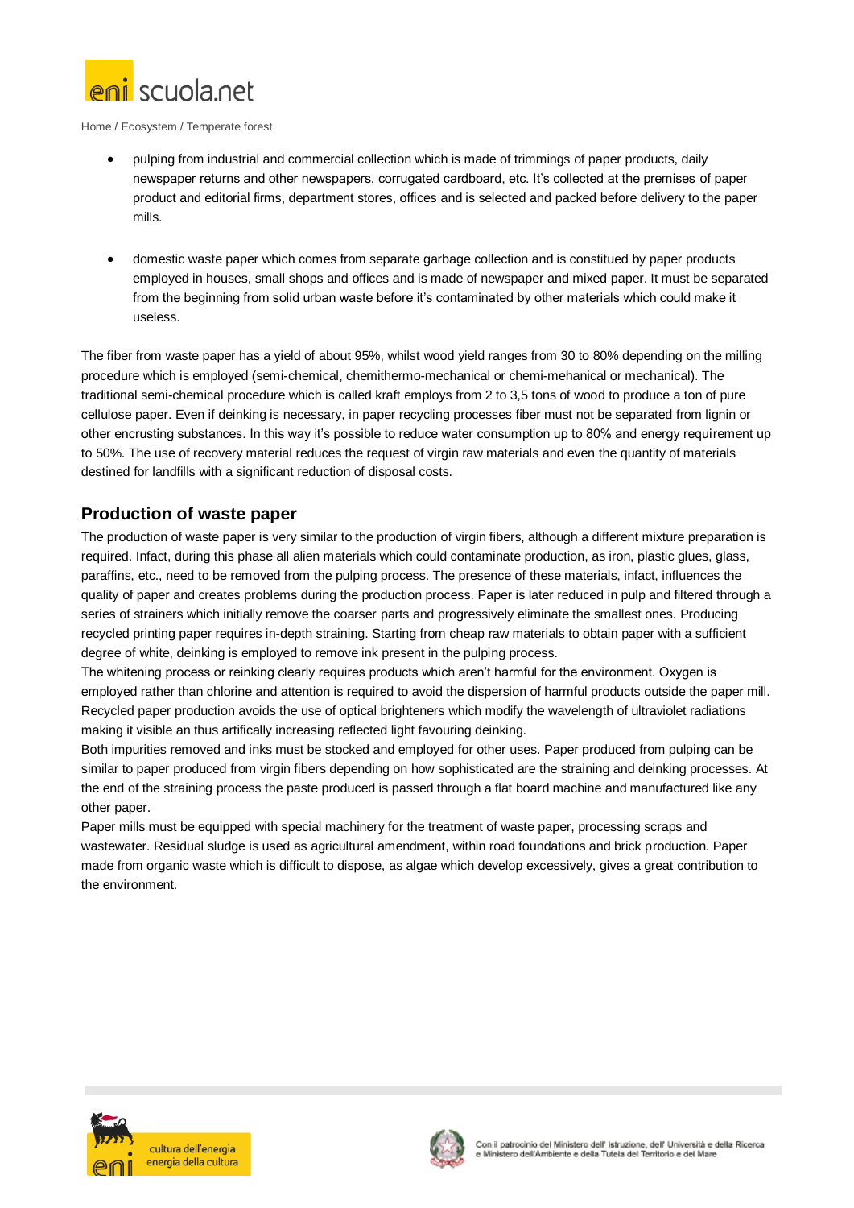- pulping from industrial and commercial collection which is made of trimmings of paper products, daily newspaper returns and other newspapers, corrugated cardboard, etc. It's collected at the premises of paper product and editorial firms, department stores, offices and is selected and packed before delivery to the paper mills.

- domestic waste paper which comes from separate garbage collection and is constitued by paper products employed in houses, small shops and offices and is made of newspaper and mixed paper. It must be separated from the beginning from solid urban waste before it's contaminated by other materials which could make it useless.

The fiber from waste paper has a yield of about 95%, whilst wood yield ranges from 30 to 80% depending on the milling procedure which is employed (semi-chemical, chemithermo-mechanical or chemi-mehanical or mechanical). The traditional semi-chemical procedure which is called kraft employs from 2 to 3,5 tons of wood to produce a ton of pure cellulose paper. Even if deinking is necessary, in paper recycling processes fiber must not be separated from lignin or other encrusting substances. In this way it's possible to reduce water consumption up to 80% and energy requirement up to 50%. The use of recovery material reduces the request of virgin raw materials and even the quantity of materials destined for landfills with a significant reduction of disposal costs.

## Production of waste paper

The production of waste paper is very similar to the production of virgin fibers, although a different mixture preparation is required. Infact, during this phase all alien materials which could contaminate production, as iron, plastic glues, glass, paraffins, etc., need to be removed from the pulping process. The presence of these materials, infact, influences the quality of paper and creates problems during the production process. Paper is later reduced in pulp and filtered through a series of strainers which initially remove the coarser parts and progressively eliminate the smallest ones. Producing recycled printing paper requires in-depth straining. Starting from cheap raw materials to obtain paper with a sufficient degree of white, deinking is employed to remove ink present in the pulping process.
The whitening process or reinking clearly requires products which aren't harmful for the environment. Oxygen is employed rather than chlorine and attention is required to avoid the dispersion of harmful products outside the paper mill. Recycled paper production avoids the use of optical brighteners which modify the wavelength of ultraviolet radiations making it visible an thus artifically increasing reflected light favouring deinking.
Both impurities removed and inks must be stocked and employed for other uses. Paper produced from pulping can be similar to paper produced from virgin fibers depending on how sophisticated are the straining and deinking processes. At the end of the straining process the paste produced is passed through a flat board machine and manufactured like any other paper.
Paper mills must be equipped with special machinery for the treatment of waste paper, processing scraps and wastewater. Residual sludge is used as agricultural amendment, within road foundations and brick production. Paper made from organic waste which is difficult to dispose, as algae which develop excessively, gives a great contribution to the environment.